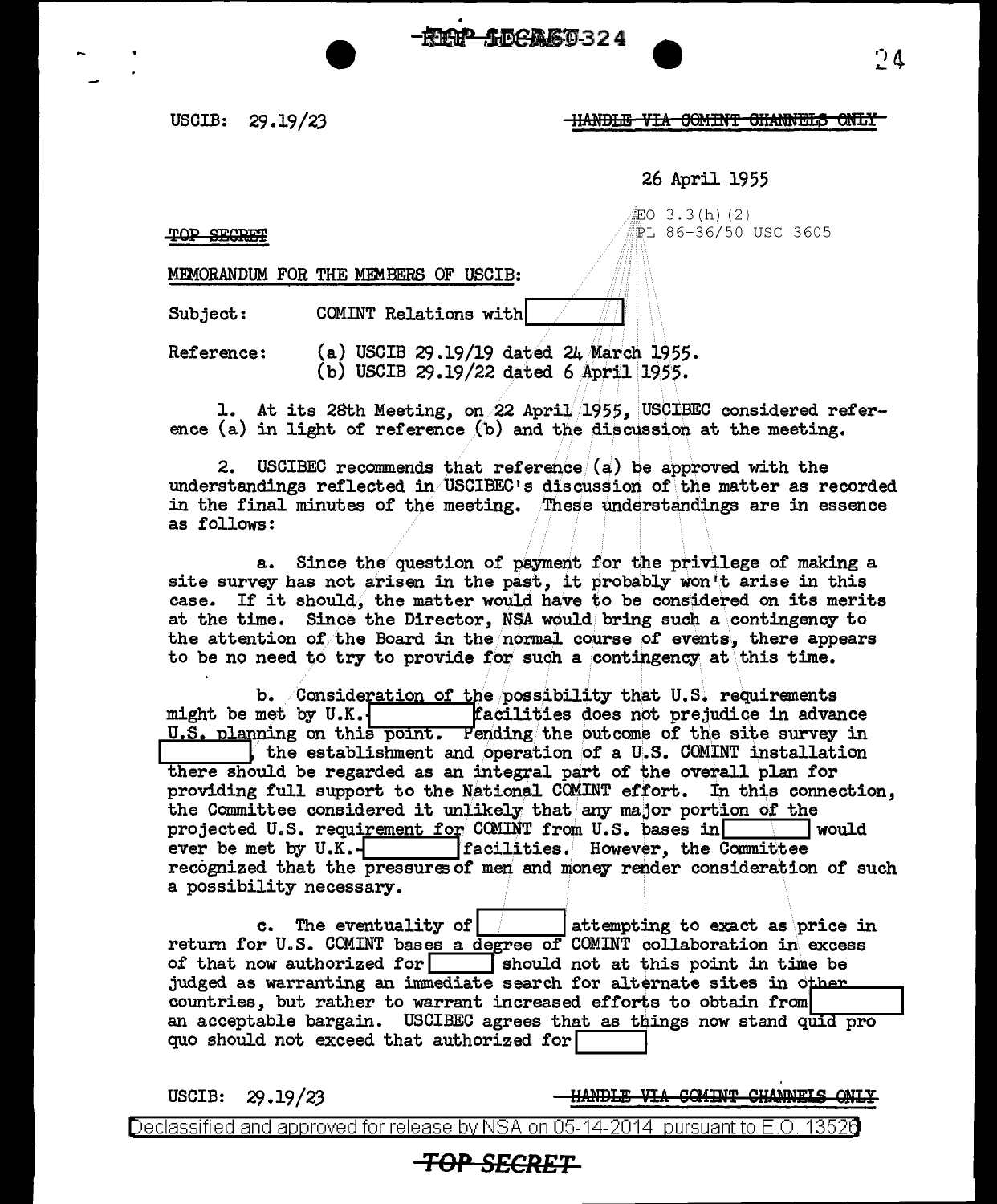USCIB: 29.19/23

~~HANDLE VIA COMINT CHANNELS ONLY~~

26 April 1955

~~TOP SECRET~~

EO 3.3(h)(2)
PL 86-36/50 USC 3605

MEMORANDUM FOR THE MEMBERS OF USCIB:

Subject: COMINT Relations with [redacted]

Reference: (a) USCIB 29.19/19 dated 24 March 1955.
(b) USCIB 29.19/22 dated 6 April 1955.

1. At its 28th Meeting, on 22 April 1955, USCIBEC considered reference (a) in light of reference (b) and the discussion at the meeting.

2. USCIBEC recommends that reference (a) be approved with the understandings reflected in USCIBEC's discussion of the matter as recorded in the final minutes of the meeting. These understandings are in essence as follows:

a. Since the question of payment for the privilege of making a site survey has not arisen in the past, it probably won't arise in this case. If it should, the matter would have to be considered on its merits at the time. Since the Director, NSA would bring such a contingency to the attention of the Board in the normal course of events, there appears to be no need to try to provide for such a contingency at this time.

b. Consideration of the possibility that U.S. requirements might be met by U.K.-[redacted] facilities does not prejudice in advance U.S. planning on this point. Pending the outcome of the site survey in [redacted], the establishment and operation of a U.S. COMINT installation there should be regarded as an integral part of the overall plan for providing full support to the National COMINT effort. In this connection, the Committee considered it unlikely that any major portion of the projected U.S. requirement for COMINT from U.S. bases in [redacted] would ever be met by U.K.-[redacted] facilities. However, the Committee recognized that the pressures of men and money render consideration of such a possibility necessary.

c. The eventuality of [redacted] attempting to exact as price in return for U.S. COMINT bases a degree of COMINT collaboration in excess of that now authorized for [redacted] should not at this point in time be judged as warranting an immediate search for alternate sites in other countries, but rather to warrant increased efforts to obtain from [redacted] an acceptable bargain. USCIBEC agrees that as things now stand quid pro quo should not exceed that authorized for [redacted]

USCIB: 29.19/23

~~HANDLE VIA COMINT CHANNELS ONLY~~

Declassified and approved for release by NSA on 05-14-2014 pursuant to E.O. 13526

~~TOP SECRET~~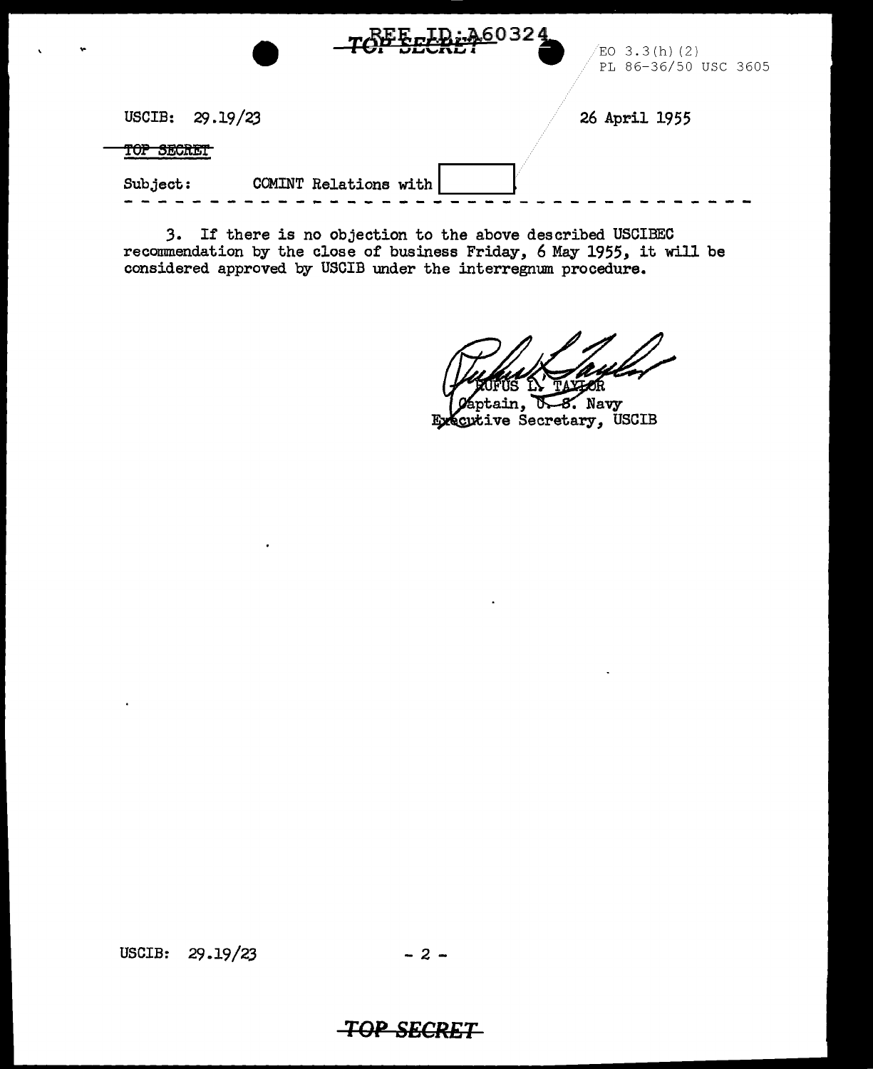REF ID:A60324

TOP SECRET

EO 3.3(h)(2)
PL 86-36/50 USC 3605

USCIB: 29.19/23

26 April 1955

~~TOP SECRET~~

Subject: COMINT Relations with [ ]

3. If there is no objection to the above described USCIBEC recommendation by the close of business Friday, 6 May 1955, it will be considered approved by USCIB under the interregnum procedure.

RUFUS L. TAYLOR
Captain, U. S. Navy
Executive Secretary, USCIB

USCIB: 29.19/23

TOP SECRET